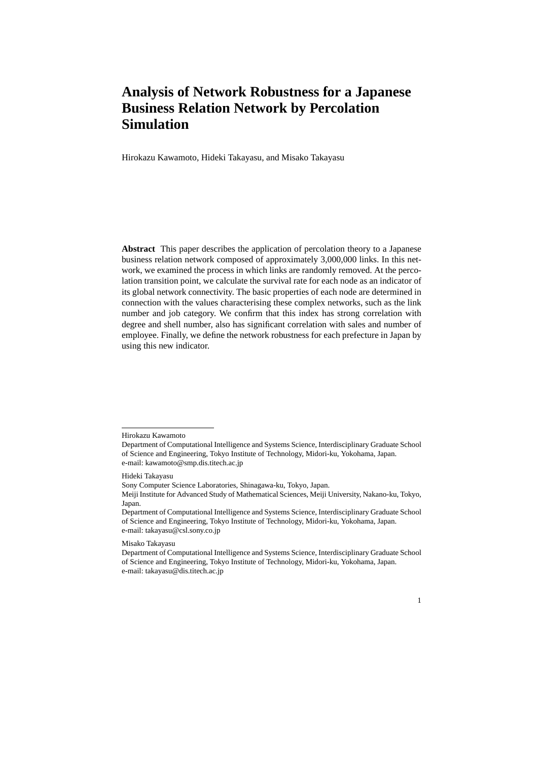# Analysis of Network Robustness for a Japanese Business Relation Network by Percolation Simulation

Hirokazu Kawamoto, Hideki Takayasu, and Misako Takayasu

**Abstract** This paper describes the application of percolation theory to a Japanese business relation network composed of approximately 3,000,000 links. In this network, we examined the process in which links are randomly removed. At the percolation transition point, we calculate the survival rate for each node as an indicator of its global network connectivity. The basic properties of each node are determined in connection with the values characterising these complex networks, such as the link number and job category. We confirm that this index has strong correlation with degree and shell number, also has significant correlation with sales and number of employee. Finally, we define the network robustness for each prefecture in Japan by using this new indicator.

---

Hirokazu Kawamoto
Department of Computational Intelligence and Systems Science, Interdisciplinary Graduate School of Science and Engineering, Tokyo Institute of Technology, Midori-ku, Yokohama, Japan.
e-mail: kawamoto@smp.dis.titech.ac.jp

Hideki Takayasu
Sony Computer Science Laboratories, Shinagawa-ku, Tokyo, Japan.
Meiji Institute for Advanced Study of Mathematical Sciences, Meiji University, Nakano-ku, Tokyo, Japan.
Department of Computational Intelligence and Systems Science, Interdisciplinary Graduate School of Science and Engineering, Tokyo Institute of Technology, Midori-ku, Yokohama, Japan.
e-mail: takayasu@csl.sony.co.jp

Misako Takayasu
Department of Computational Intelligence and Systems Science, Interdisciplinary Graduate School of Science and Engineering, Tokyo Institute of Technology, Midori-ku, Yokohama, Japan.
e-mail: takayasu@dis.titech.ac.jp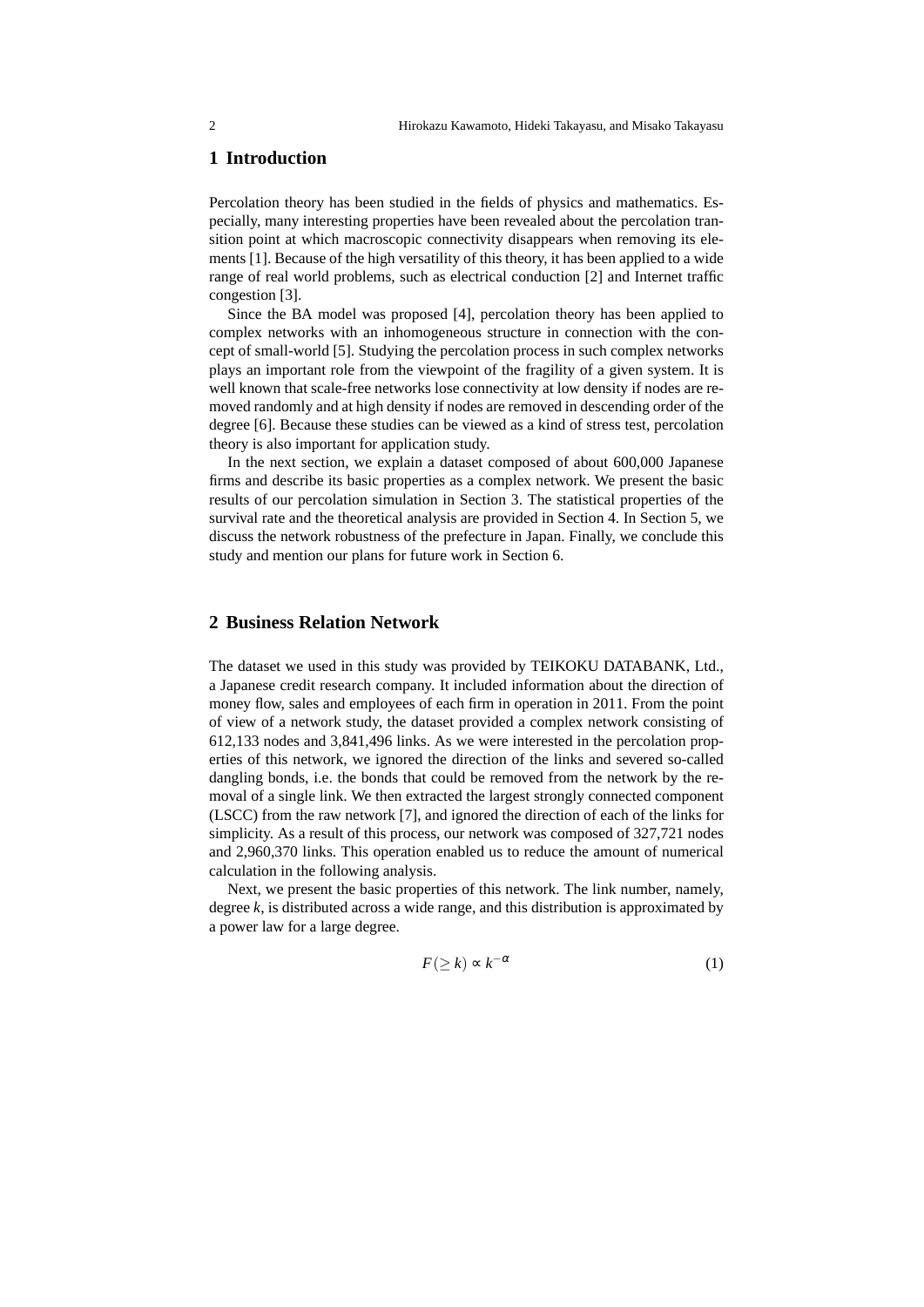## 1 Introduction

Percolation theory has been studied in the fields of physics and mathematics. Especially, many interesting properties have been revealed about the percolation transition point at which macroscopic connectivity disappears when removing its elements [1]. Because of the high versatility of this theory, it has been applied to a wide range of real world problems, such as electrical conduction [2] and Internet traffic congestion [3].

Since the BA model was proposed [4], percolation theory has been applied to complex networks with an inhomogeneous structure in connection with the concept of small-world [5]. Studying the percolation process in such complex networks plays an important role from the viewpoint of the fragility of a given system. It is well known that scale-free networks lose connectivity at low density if nodes are removed randomly and at high density if nodes are removed in descending order of the degree [6]. Because these studies can be viewed as a kind of stress test, percolation theory is also important for application study.

In the next section, we explain a dataset composed of about 600,000 Japanese firms and describe its basic properties as a complex network. We present the basic results of our percolation simulation in Section 3. The statistical properties of the survival rate and the theoretical analysis are provided in Section 4. In Section 5, we discuss the network robustness of the prefecture in Japan. Finally, we conclude this study and mention our plans for future work in Section 6.

## 2 Business Relation Network

The dataset we used in this study was provided by TEIKOKU DATABANK, Ltd., a Japanese credit research company. It included information about the direction of money flow, sales and employees of each firm in operation in 2011. From the point of view of a network study, the dataset provided a complex network consisting of 612,133 nodes and 3,841,496 links. As we were interested in the percolation properties of this network, we ignored the direction of the links and severed so-called dangling bonds, i.e. the bonds that could be removed from the network by the removal of a single link. We then extracted the largest strongly connected component (LSCC) from the raw network [7], and ignored the direction of each of the links for simplicity. As a result of this process, our network was composed of 327,721 nodes and 2,960,370 links. This operation enabled us to reduce the amount of numerical calculation in the following analysis.

Next, we present the basic properties of this network. The link number, namely, degree $k$, is distributed across a wide range, and this distribution is approximated by a power law for a large degree.

$$F(\geq k) \propto k^{-\alpha} \tag{1}$$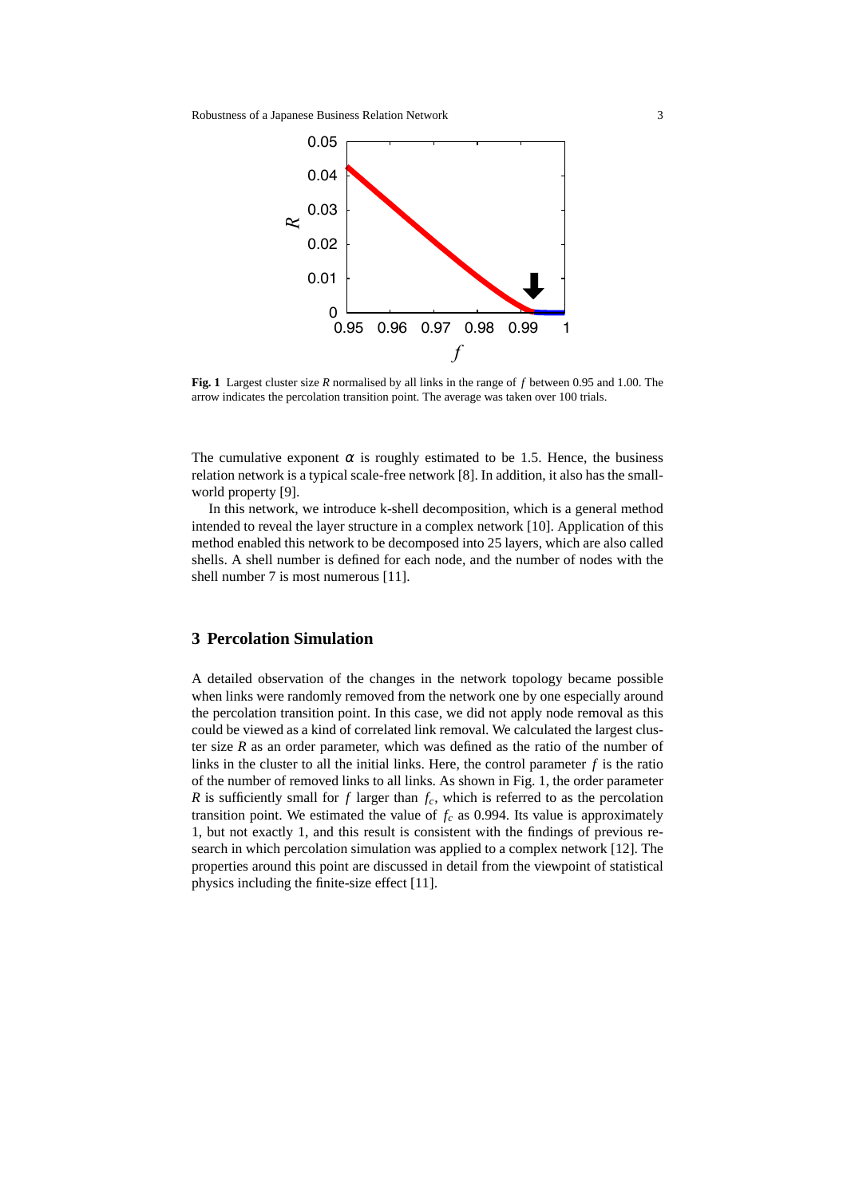**Fig. 1** Largest cluster size $R$ normalised by all links in the range of $f$ between 0.95 and 1.00. The arrow indicates the percolation transition point. The average was taken over 100 trials.

The cumulative exponent $\alpha$ is roughly estimated to be 1.5. Hence, the business relation network is a typical scale-free network [8]. In addition, it also has the small-world property [9].

In this network, we introduce k-shell decomposition, which is a general method intended to reveal the layer structure in a complex network [10]. Application of this method enabled this network to be decomposed into 25 layers, which are also called shells. A shell number is defined for each node, and the number of nodes with the shell number 7 is most numerous [11].

## 3 Percolation Simulation

A detailed observation of the changes in the network topology became possible when links were randomly removed from the network one by one especially around the percolation transition point. In this case, we did not apply node removal as this could be viewed as a kind of correlated link removal. We calculated the largest cluster size $R$ as an order parameter, which was defined as the ratio of the number of links in the cluster to all the initial links. Here, the control parameter $f$ is the ratio of the number of removed links to all links. As shown in Fig. 1, the order parameter $R$ is sufficiently small for $f$ larger than $f_c$, which is referred to as the percolation transition point. We estimated the value of $f_c$ as 0.994. Its value is approximately 1, but not exactly 1, and this result is consistent with the findings of previous research in which percolation simulation was applied to a complex network [12]. The properties around this point are discussed in detail from the viewpoint of statistical physics including the finite-size effect [11].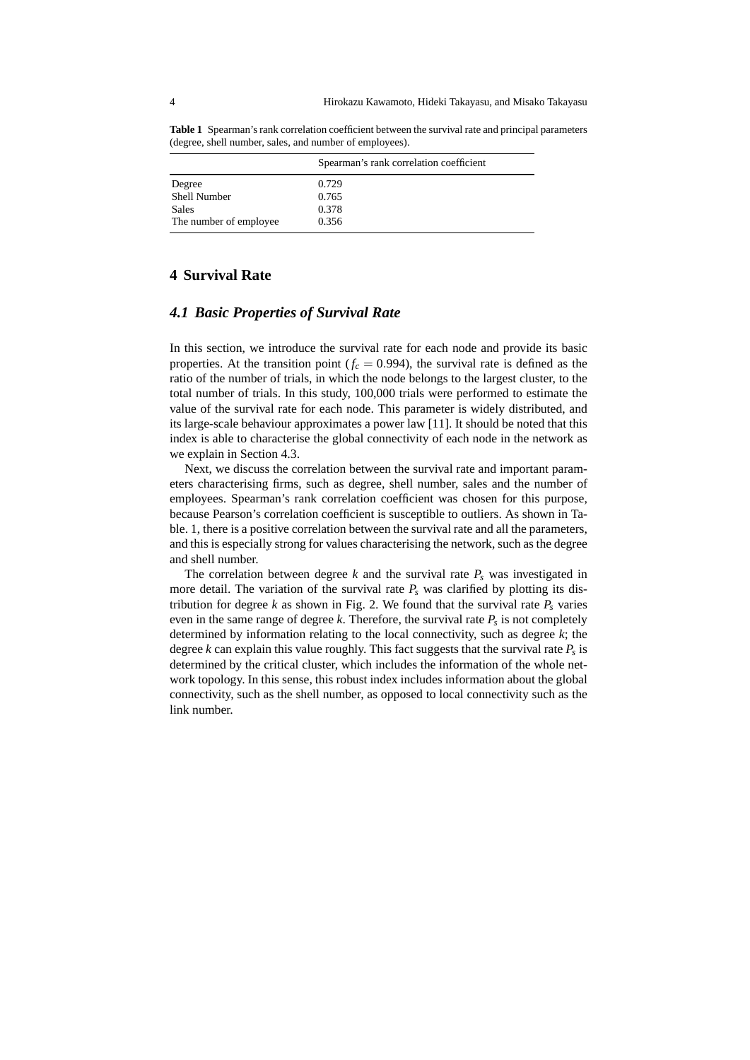**Table 1** Spearman's rank correlation coefficient between the survival rate and principal parameters (degree, shell number, sales, and number of employees).

| | Spearman's rank correlation coefficient |
|---|---|
| Degree | 0.729 |
| Shell Number | 0.765 |
| Sales | 0.378 |
| The number of employee | 0.356 |

## 4 Survival Rate

### *4.1 Basic Properties of Survival Rate*

In this section, we introduce the survival rate for each node and provide its basic properties. At the transition point ($f_c = 0.994$), the survival rate is defined as the ratio of the number of trials, in which the node belongs to the largest cluster, to the total number of trials. In this study, 100,000 trials were performed to estimate the value of the survival rate for each node. This parameter is widely distributed, and its large-scale behaviour approximates a power law [11]. It should be noted that this index is able to characterise the global connectivity of each node in the network as we explain in Section 4.3.

Next, we discuss the correlation between the survival rate and important parameters characterising firms, such as degree, shell number, sales and the number of employees. Spearman's rank correlation coefficient was chosen for this purpose, because Pearson's correlation coefficient is susceptible to outliers. As shown in Table. 1, there is a positive correlation between the survival rate and all the parameters, and this is especially strong for values characterising the network, such as the degree and shell number.

The correlation between degree $k$ and the survival rate $P_s$ was investigated in more detail. The variation of the survival rate $P_s$ was clarified by plotting its distribution for degree $k$ as shown in Fig. 2. We found that the survival rate $P_s$ varies even in the same range of degree $k$. Therefore, the survival rate $P_s$ is not completely determined by information relating to the local connectivity, such as degree $k$; the degree $k$ can explain this value roughly. This fact suggests that the survival rate $P_s$ is determined by the critical cluster, which includes the information of the whole network topology. In this sense, this robust index includes information about the global connectivity, such as the shell number, as opposed to local connectivity such as the link number.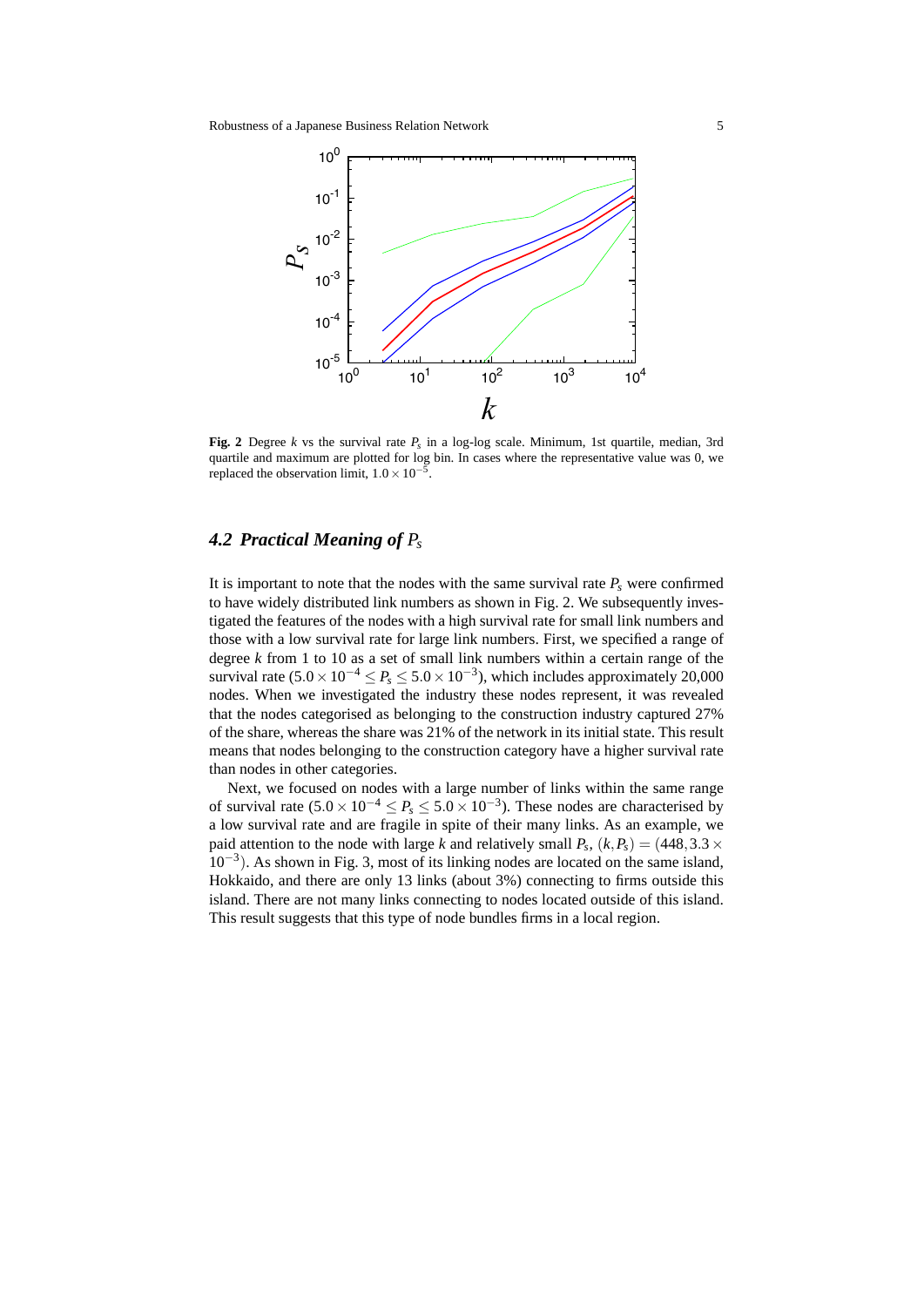**Fig. 2** Degree $k$ vs the survival rate $P_s$ in a log-log scale. Minimum, 1st quartile, median, 3rd quartile and maximum are plotted for log bin. In cases where the representative value was 0, we replaced the observation limit, $1.0 \times 10^{-5}$.

### 4.2 Practical Meaning of $P_s$

It is important to note that the nodes with the same survival rate $P_s$ were confirmed to have widely distributed link numbers as shown in Fig. 2. We subsequently investigated the features of the nodes with a high survival rate for small link numbers and those with a low survival rate for large link numbers. First, we specified a range of degree $k$ from 1 to 10 as a set of small link numbers within a certain range of the survival rate ($5.0 \times 10^{-4} \leq P_s \leq 5.0 \times 10^{-3}$), which includes approximately 20,000 nodes. When we investigated the industry these nodes represent, it was revealed that the nodes categorised as belonging to the construction industry captured 27% of the share, whereas the share was 21% of the network in its initial state. This result means that nodes belonging to the construction category have a higher survival rate than nodes in other categories.

Next, we focused on nodes with a large number of links within the same range of survival rate ($5.0 \times 10^{-4} \leq P_s \leq 5.0 \times 10^{-3}$). These nodes are characterised by a low survival rate and are fragile in spite of their many links. As an example, we paid attention to the node with large $k$ and relatively small $P_s$, $(k, P_s) = (448, 3.3 \times 10^{-3})$. As shown in Fig. 3, most of its linking nodes are located on the same island, Hokkaido, and there are only 13 links (about 3%) connecting to firms outside this island. There are not many links connecting to nodes located outside of this island. This result suggests that this type of node bundles firms in a local region.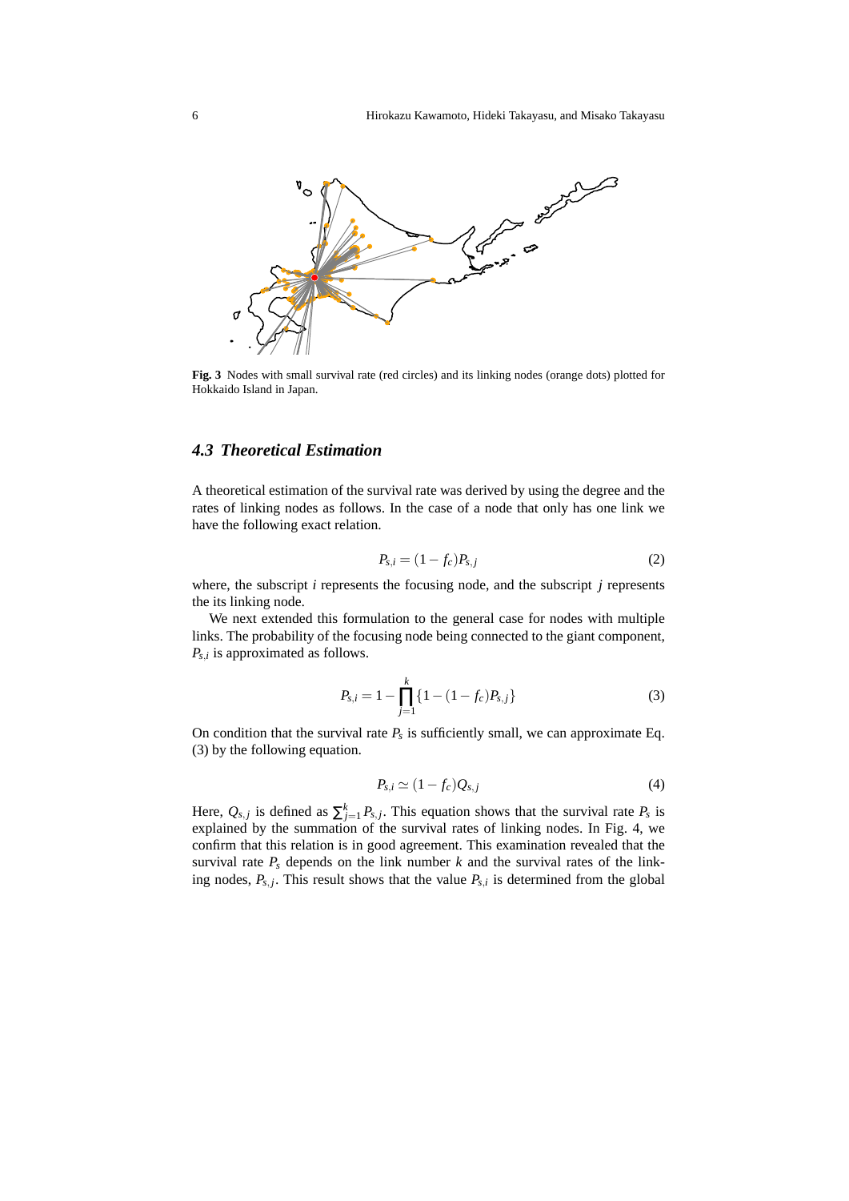Fig. 3 Nodes with small survival rate (red circles) and its linking nodes (orange dots) plotted for Hokkaido Island in Japan.

### *4.3 Theoretical Estimation*

A theoretical estimation of the survival rate was derived by using the degree and the rates of linking nodes as follows. In the case of a node that only has one link we have the following exact relation.

$$P_{s,i} = (1 - f_c)P_{s,j} \tag{2}$$

where, the subscript $i$ represents the focusing node, and the subscript $j$ represents the its linking node.

We next extended this formulation to the general case for nodes with multiple links. The probability of the focusing node being connected to the giant component, $P_{s,i}$ is approximated as follows.

$$P_{s,i} = 1 - \prod_{j=1}^{k} \{1 - (1 - f_c)P_{s,j}\} \tag{3}$$

On condition that the survival rate $P_s$ is sufficiently small, we can approximate Eq. (3) by the following equation.

$$P_{s,i} \simeq (1 - f_c)Q_{s,j} \tag{4}$$

Here, $Q_{s,j}$ is defined as $\sum_{j=1}^{k} P_{s,j}$. This equation shows that the survival rate $P_s$ is explained by the summation of the survival rates of linking nodes. In Fig. 4, we confirm that this relation is in good agreement. This examination revealed that the survival rate $P_s$ depends on the link number $k$ and the survival rates of the linking nodes, $P_{s,j}$. This result shows that the value $P_{s,i}$ is determined from the global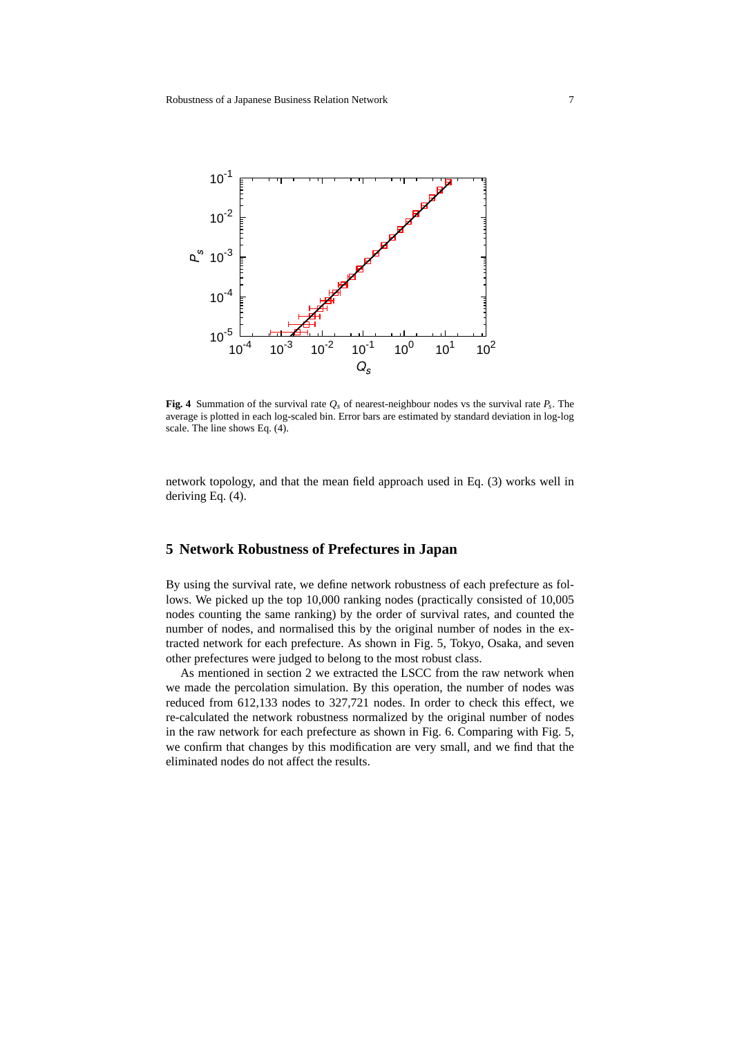**Fig. 4** Summation of the survival rate $Q_s$ of nearest-neighbour nodes vs the survival rate $P_s$. The average is plotted in each log-scaled bin. Error bars are estimated by standard deviation in log-log scale. The line shows Eq. (4).

network topology, and that the mean field approach used in Eq. (3) works well in deriving Eq. (4).

## 5 Network Robustness of Prefectures in Japan

By using the survival rate, we define network robustness of each prefecture as follows. We picked up the top 10,000 ranking nodes (practically consisted of 10,005 nodes counting the same ranking) by the order of survival rates, and counted the number of nodes, and normalised this by the original number of nodes in the extracted network for each prefecture. As shown in Fig. 5, Tokyo, Osaka, and seven other prefectures were judged to belong to the most robust class.

As mentioned in section 2 we extracted the LSCC from the raw network when we made the percolation simulation. By this operation, the number of nodes was reduced from 612,133 nodes to 327,721 nodes. In order to check this effect, we re-calculated the network robustness normalized by the original number of nodes in the raw network for each prefecture as shown in Fig. 6. Comparing with Fig. 5, we confirm that changes by this modification are very small, and we find that the eliminated nodes do not affect the results.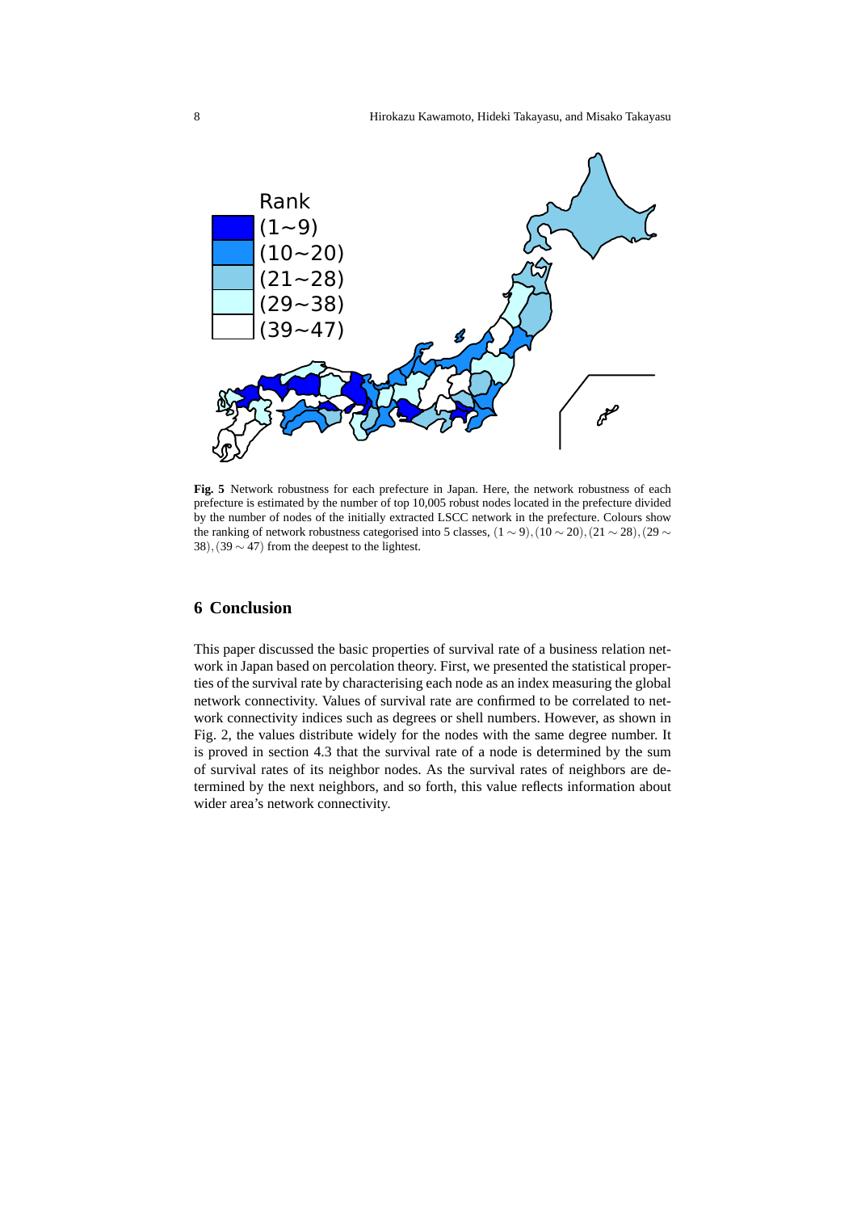**Fig. 5** Network robustness for each prefecture in Japan. Here, the network robustness of each prefecture is estimated by the number of top 10,005 robust nodes located in the prefecture divided by the number of nodes of the initially extracted LSCC network in the prefecture. Colours show the ranking of network robustness categorised into 5 classes, $(1 \sim 9), (10 \sim 20), (21 \sim 28), (29 \sim 38), (39 \sim 47)$ from the deepest to the lightest.

## 6 Conclusion

This paper discussed the basic properties of survival rate of a business relation network in Japan based on percolation theory. First, we presented the statistical properties of the survival rate by characterising each node as an index measuring the global network connectivity. Values of survival rate are confirmed to be correlated to network connectivity indices such as degrees or shell numbers. However, as shown in Fig. 2, the values distribute widely for the nodes with the same degree number. It is proved in section 4.3 that the survival rate of a node is determined by the sum of survival rates of its neighbor nodes. As the survival rates of neighbors are determined by the next neighbors, and so forth, this value reflects information about wider area's network connectivity.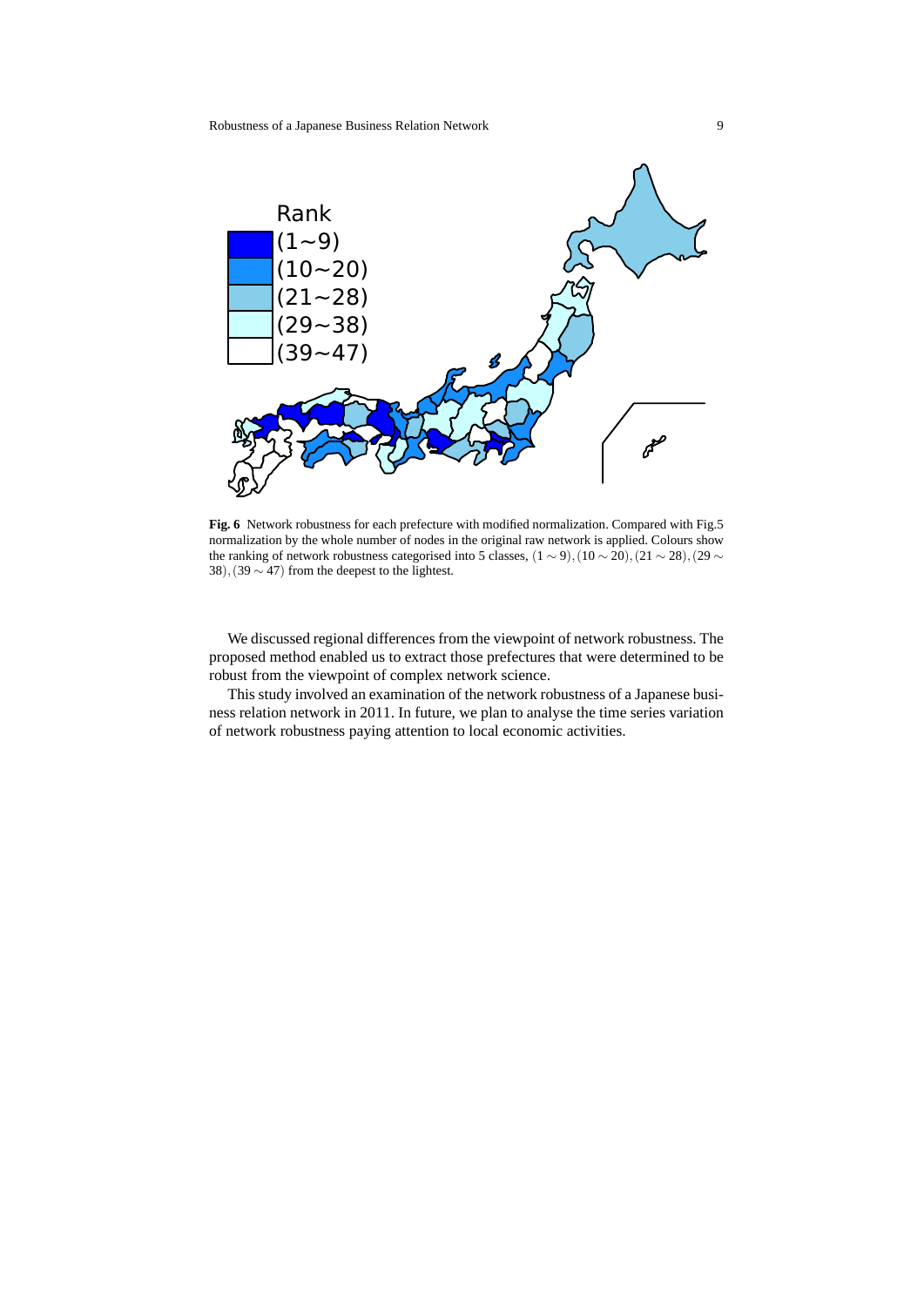**Fig. 6** Network robustness for each prefecture with modified normalization. Compared with Fig.5 normalization by the whole number of nodes in the original raw network is applied. Colours show the ranking of network robustness categorised into 5 classes, $(1 \sim 9), (10 \sim 20), (21 \sim 28), (29 \sim 38), (39 \sim 47)$ from the deepest to the lightest.

We discussed regional differences from the viewpoint of network robustness. The proposed method enabled us to extract those prefectures that were determined to be robust from the viewpoint of complex network science.

This study involved an examination of the network robustness of a Japanese business relation network in 2011. In future, we plan to analyse the time series variation of network robustness paying attention to local economic activities.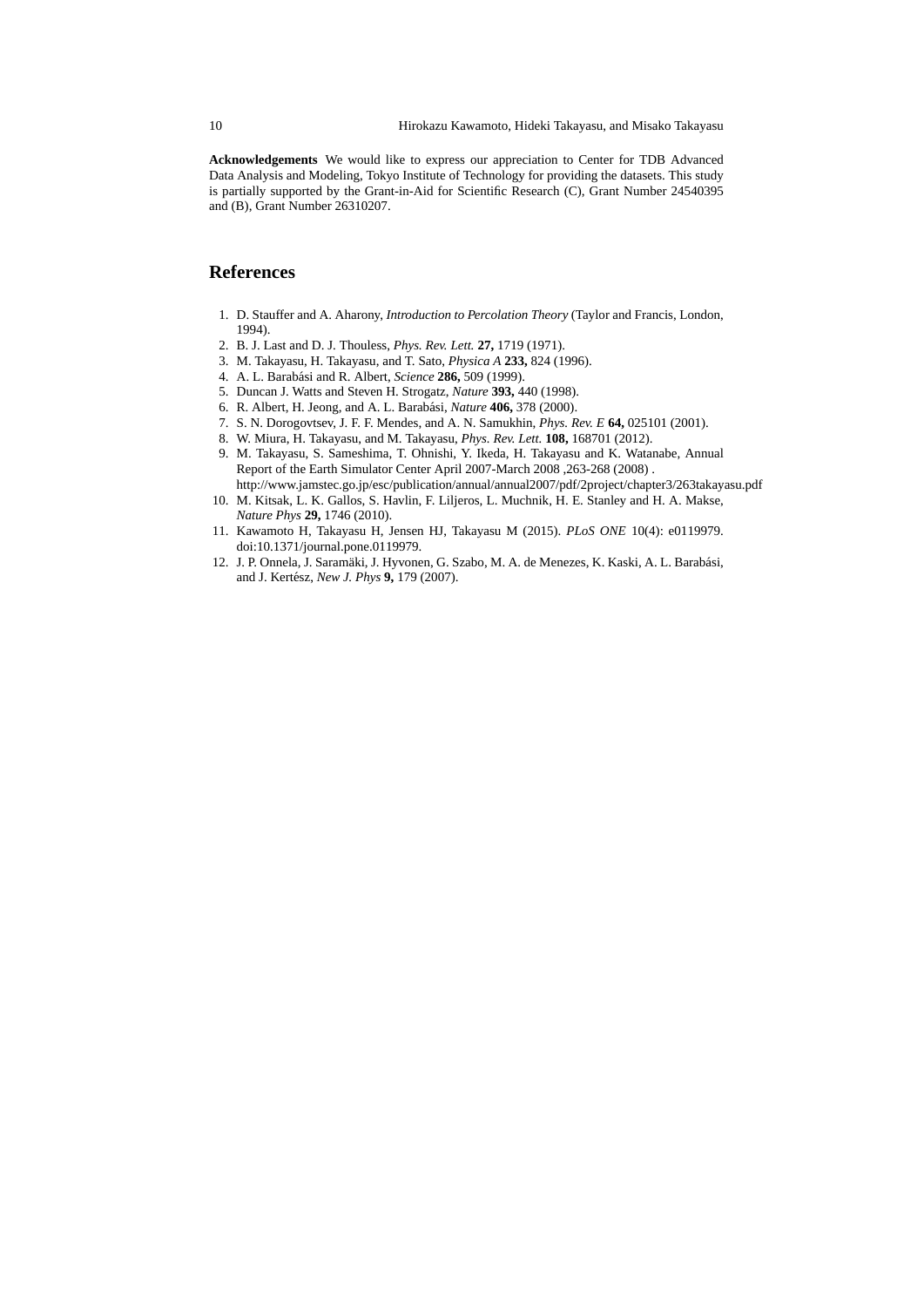**Acknowledgements** We would like to express our appreciation to Center for TDB Advanced Data Analysis and Modeling, Tokyo Institute of Technology for providing the datasets. This study is partially supported by the Grant-in-Aid for Scientific Research (C), Grant Number 24540395 and (B), Grant Number 26310207.

## References

1. D. Stauffer and A. Aharony, *Introduction to Percolation Theory* (Taylor and Francis, London, 1994).
2. B. J. Last and D. J. Thouless, *Phys. Rev. Lett.* **27,** 1719 (1971).
3. M. Takayasu, H. Takayasu, and T. Sato, *Physica A* **233,** 824 (1996).
4. A. L. Barabási and R. Albert, *Science* **286,** 509 (1999).
5. Duncan J. Watts and Steven H. Strogatz, *Nature* **393,** 440 (1998).
6. R. Albert, H. Jeong, and A. L. Barabási, *Nature* **406,** 378 (2000).
7. S. N. Dorogovtsev, J. F. F. Mendes, and A. N. Samukhin, *Phys. Rev. E* **64,** 025101 (2001).
8. W. Miura, H. Takayasu, and M. Takayasu, *Phys. Rev. Lett.* **108,** 168701 (2012).
9. M. Takayasu, S. Sameshima, T. Ohnishi, Y. Ikeda, H. Takayasu and K. Watanabe, Annual Report of the Earth Simulator Center April 2007-March 2008 ,263-268 (2008) . http://www.jamstec.go.jp/esc/publication/annual/annual2007/pdf/2project/chapter3/263takayasu.pdf
10. M. Kitsak, L. K. Gallos, S. Havlin, F. Liljeros, L. Muchnik, H. E. Stanley and H. A. Makse, *Nature Phys* **29,** 1746 (2010).
11. Kawamoto H, Takayasu H, Jensen HJ, Takayasu M (2015). *PLoS ONE* 10(4): e0119979. doi:10.1371/journal.pone.0119979.
12. J. P. Onnela, J. Saramäki, J. Hyvonen, G. Szabo, M. A. de Menezes, K. Kaski, A. L. Barabási, and J. Kertész, *New J. Phys* **9,** 179 (2007).